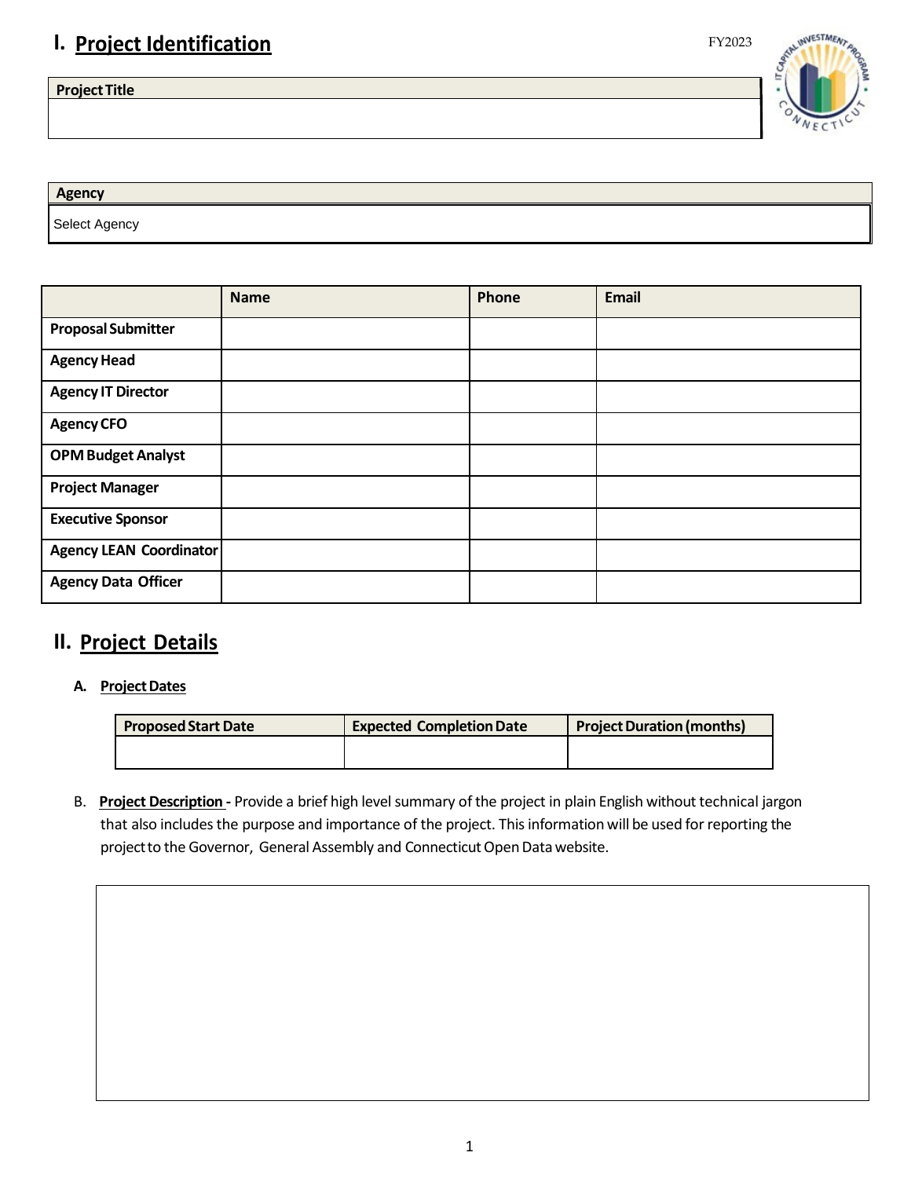# I. Project Identification

FY2023

| Project Title |
|---|
| |

| Agency |
|---|
| Select Agency |

| | Name | Phone | Email |
|---|---|---|---|
| **Proposal Submitter** | | | |
| **Agency Head** | | | |
| **Agency IT Director** | | | |
| **Agency CFO** | | | |
| **OPM Budget Analyst** | | | |
| **Project Manager** | | | |
| **Executive Sponsor** | | | |
| **Agency LEAN Coordinator** | | | |
| **Agency Data Officer** | | | |

# II. Project Details

## A. Project Dates

| Proposed Start Date | Expected Completion Date | Project Duration (months) |
|---|---|---|
| | | |

B. **Project Description** - Provide a brief high level summary of the project in plain English without technical jargon that also includes the purpose and importance of the project. This information will be used for reporting the project to the Governor, General Assembly and Connecticut Open Data website.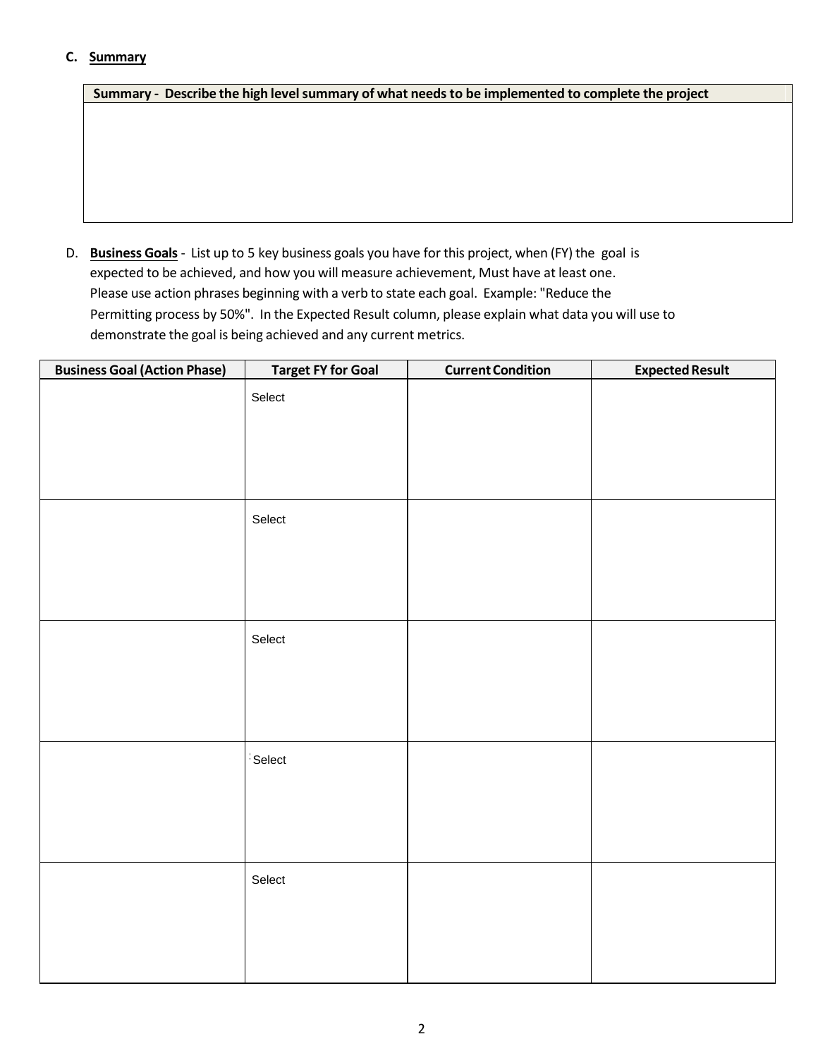### C. Summary

| Summary - Describe the high level summary of what needs to be implemented to complete the project |
|---|
| |

D. **Business Goals** - List up to 5 key business goals you have for this project, when (FY) the goal is expected to be achieved, and how you will measure achievement, Must have at least one. Please use action phrases beginning with a verb to state each goal. Example: "Reduce the Permitting process by 50%". In the Expected Result column, please explain what data you will use to demonstrate the goal is being achieved and any current metrics.

| Business Goal (Action Phase) | Target FY for Goal | Current Condition | Expected Result |
|---|---|---|---|
| | Select | | |
| | Select | | |
| | Select | | |
| | Select | | |
| | Select | | |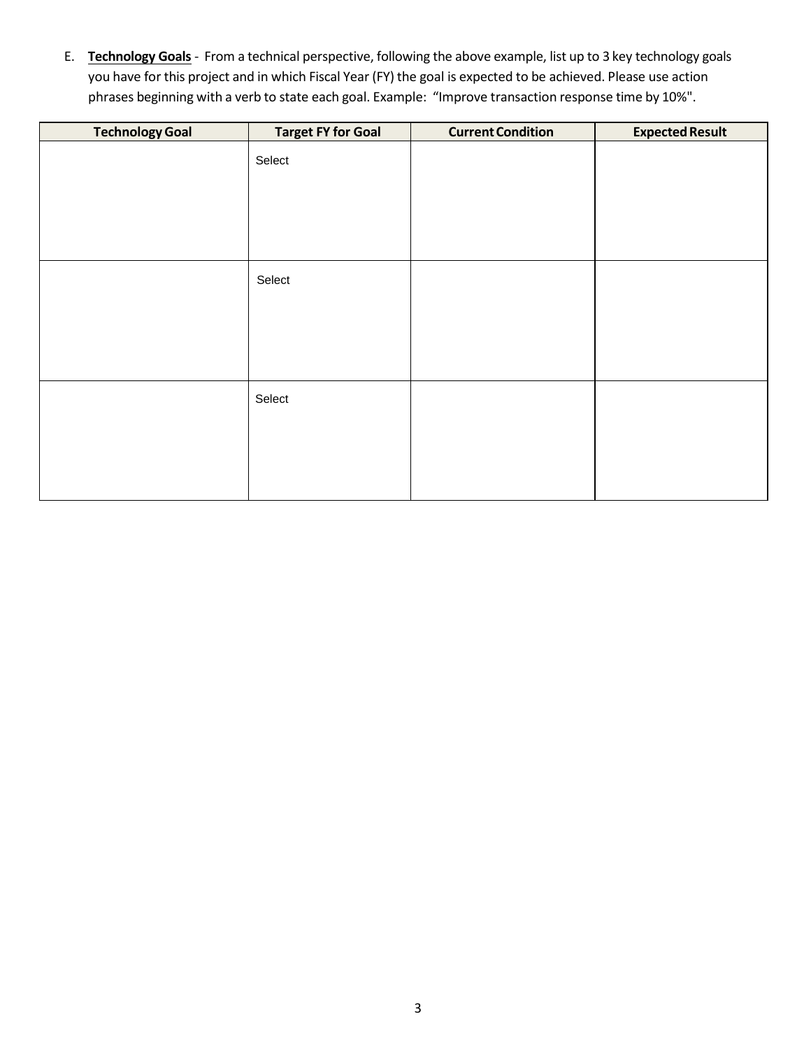E. **Technology Goals** - From a technical perspective, following the above example, list up to 3 key technology goals you have for this project and in which Fiscal Year (FY) the goal is expected to be achieved. Please use action phrases beginning with a verb to state each goal. Example: "Improve transaction response time by 10%".

| Technology Goal | Target FY for Goal | Current Condition | Expected Result |
|---|---|---|---|
| | Select | | |
| | Select | | |
| | Select | | |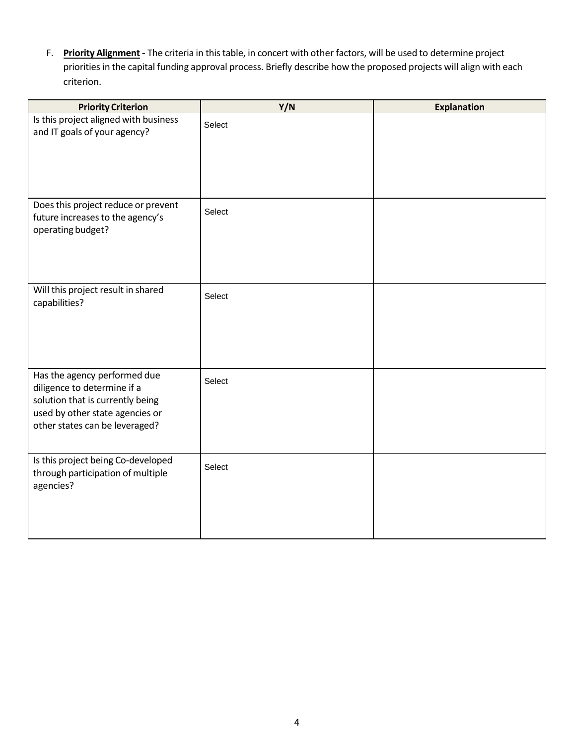F. **Priority Alignment -** The criteria in this table, in concert with other factors, will be used to determine project priorities in the capital funding approval process. Briefly describe how the proposed projects will align with each criterion.

| Priority Criterion | Y/N | Explanation |
|---|---|---|
| Is this project aligned with business and IT goals of your agency? | Select | |
| Does this project reduce or prevent future increases to the agency's operating budget? | Select | |
| Will this project result in shared capabilities? | Select | |
| Has the agency performed due diligence to determine if a solution that is currently being used by other state agencies or other states can be leveraged? | Select | |
| Is this project being Co-developed through participation of multiple agencies? | Select | |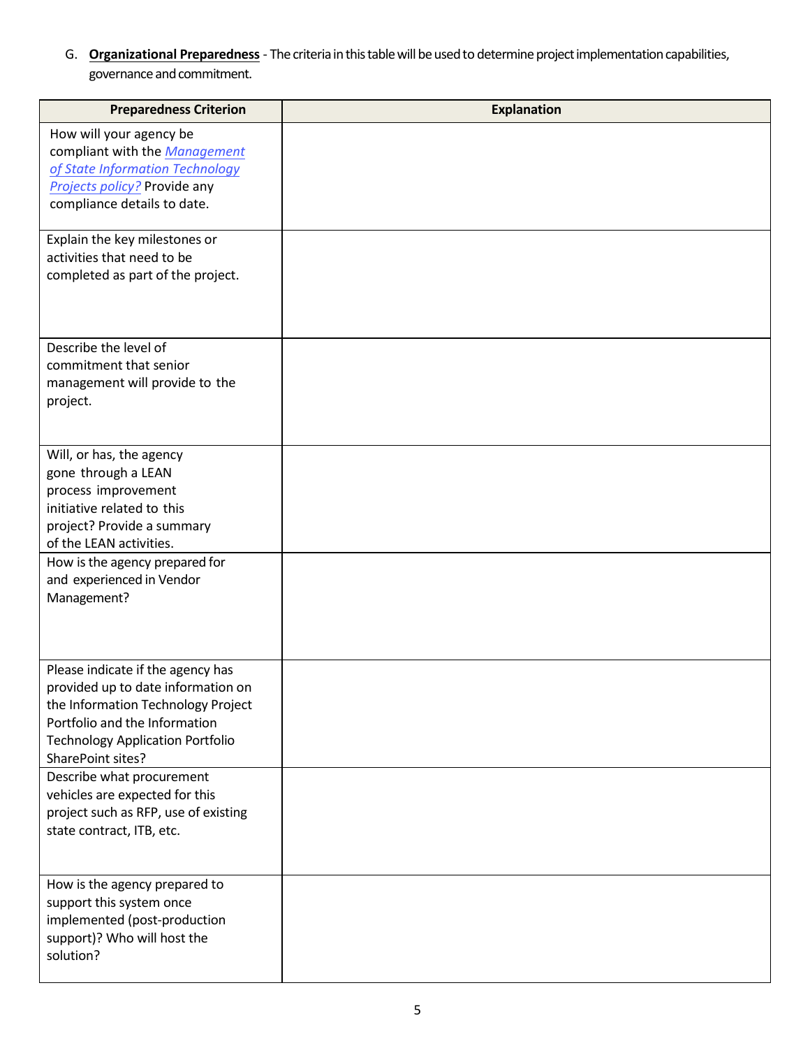G. **Organizational Preparedness** - The criteria in this table will be used to determine project implementation capabilities, governance and commitment.

| Preparedness Criterion | Explanation |
|---|---|
| How will your agency be compliant with the *Management of State Information Technology Projects policy?* Provide any compliance details to date. | |
| Explain the key milestones or activities that need to be completed as part of the project. | |
| Describe the level of commitment that senior management will provide to the project. | |
| Will, or has, the agency gone through a LEAN process improvement initiative related to this project? Provide a summary of the LEAN activities. | |
| How is the agency prepared for and experienced in Vendor Management? | |
| Please indicate if the agency has provided up to date information on the Information Technology Project Portfolio and the Information Technology Application Portfolio SharePoint sites? | |
| Describe what procurement vehicles are expected for this project such as RFP, use of existing state contract, ITB, etc. | |
| How is the agency prepared to support this system once implemented (post-production support)? Who will host the solution? | |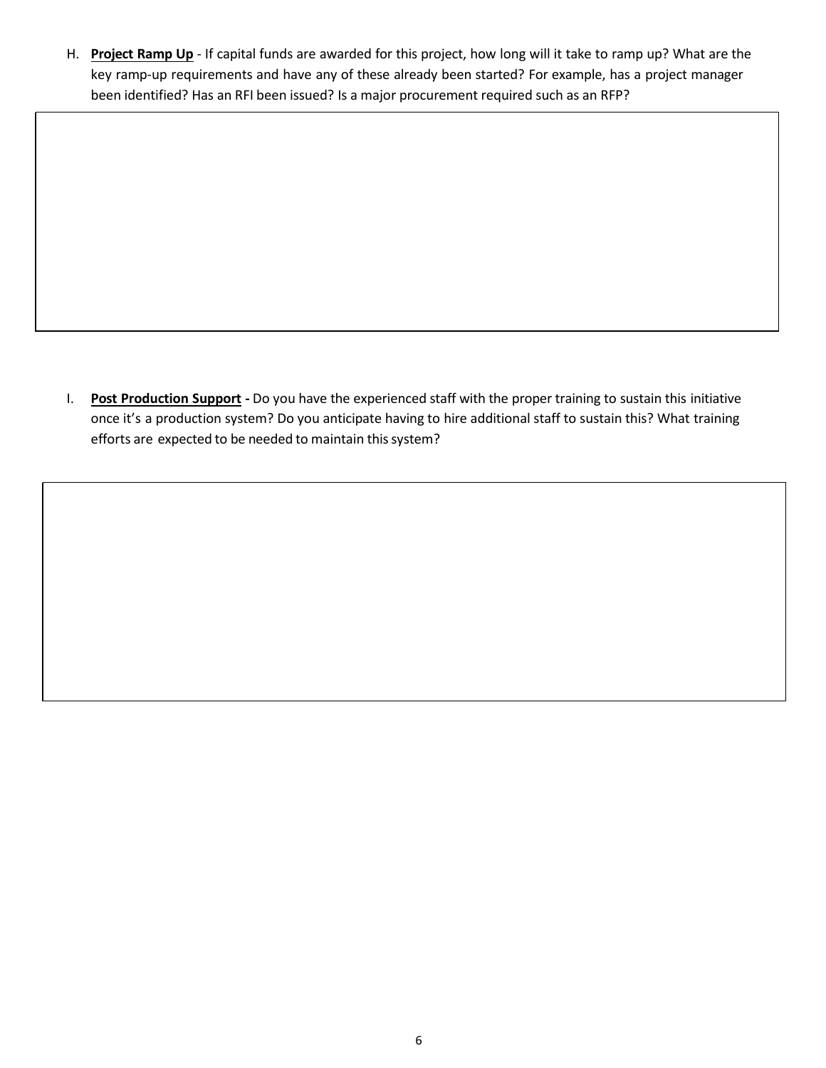H. **Project Ramp Up** - If capital funds are awarded for this project, how long will it take to ramp up? What are the key ramp-up requirements and have any of these already been started? For example, has a project manager been identified? Has an RFI been issued? Is a major procurement required such as an RFP?

| |
|---|
| |

I. **Post Production Support -** Do you have the experienced staff with the proper training to sustain this initiative once it's a production system? Do you anticipate having to hire additional staff to sustain this? What training efforts are expected to be needed to maintain this system?

| |
|---|
| |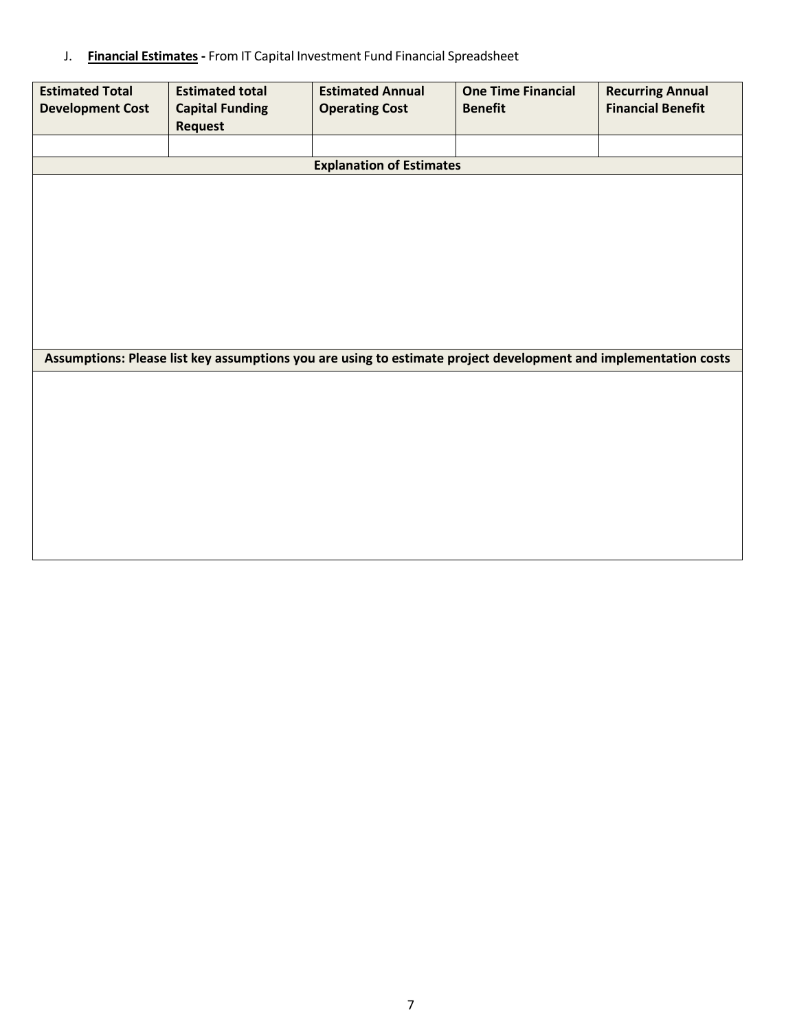J. **Financial Estimates -** From IT Capital Investment Fund Financial Spreadsheet

| Estimated Total Development Cost | Estimated total Capital Funding Request | Estimated Annual Operating Cost | One Time Financial Benefit | Recurring Annual Financial Benefit |
|---|---|---|---|---|
| | | | | |
| **Explanation of Estimates** | | | | |
| | | | | |
| **Assumptions: Please list key assumptions you are using to estimate project development and implementation costs** | | | | |
| | | | | |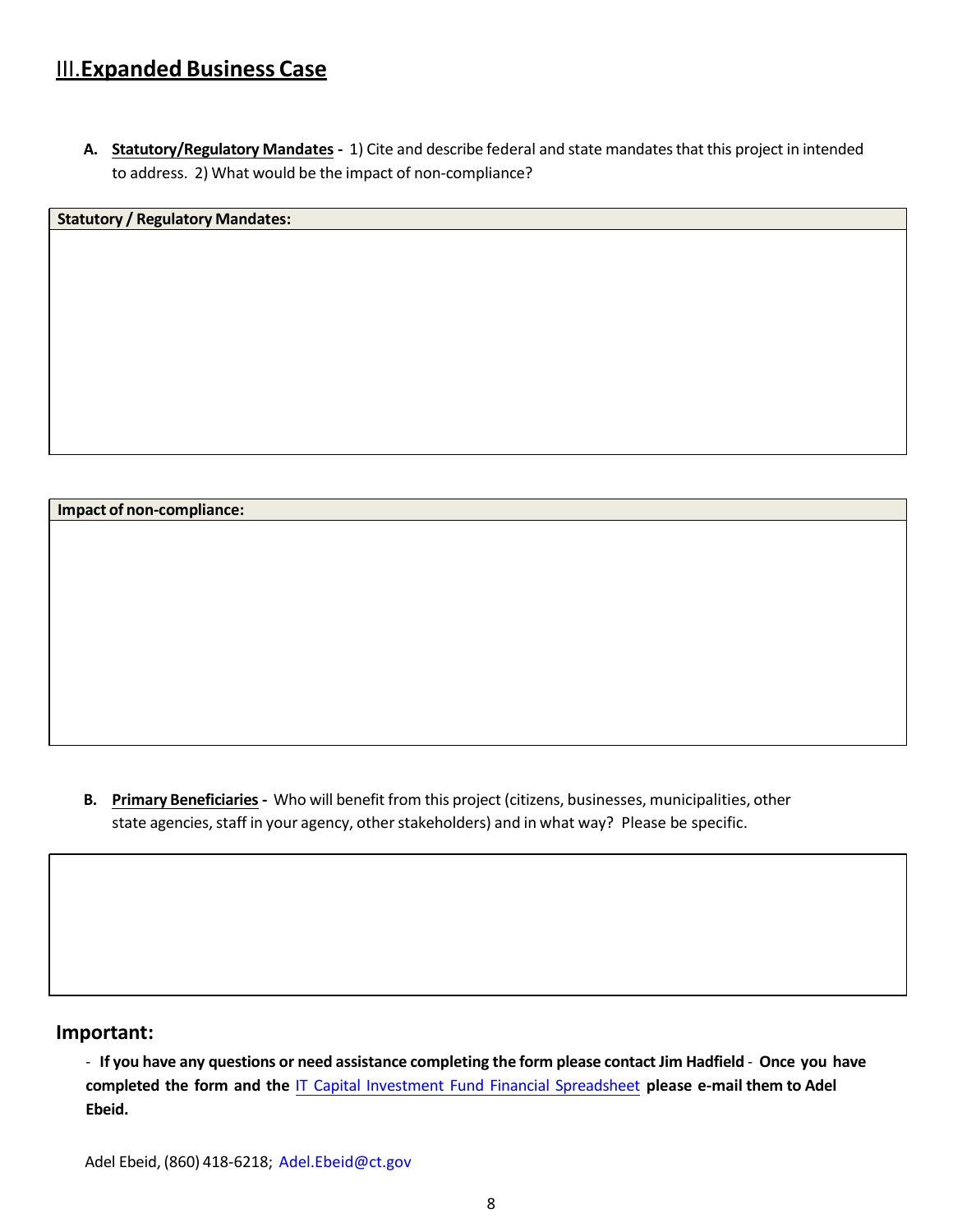## III. **Expanded Business Case**

**A. Statutory/Regulatory Mandates -** 1) Cite and describe federal and state mandates that this project in intended to address. 2) What would be the impact of non-compliance?

| **Statutory / Regulatory Mandates:** |
| --- |
| |

| **Impact of non-compliance:** |
| --- |
| |

**B. Primary Beneficiaries -** Who will benefit from this project (citizens, businesses, municipalities, other state agencies, staff in your agency, other stakeholders) and in what way? Please be specific.

| |
| --- |
| |

### Important:

- **If you have any questions or need assistance completing the form please contact Jim Hadfield** - **Once you have completed the form and the** IT Capital Investment Fund Financial Spreadsheet **please e-mail them to Adel Ebeid.**

Adel Ebeid, (860) 418-6218; Adel.Ebeid@ct.gov